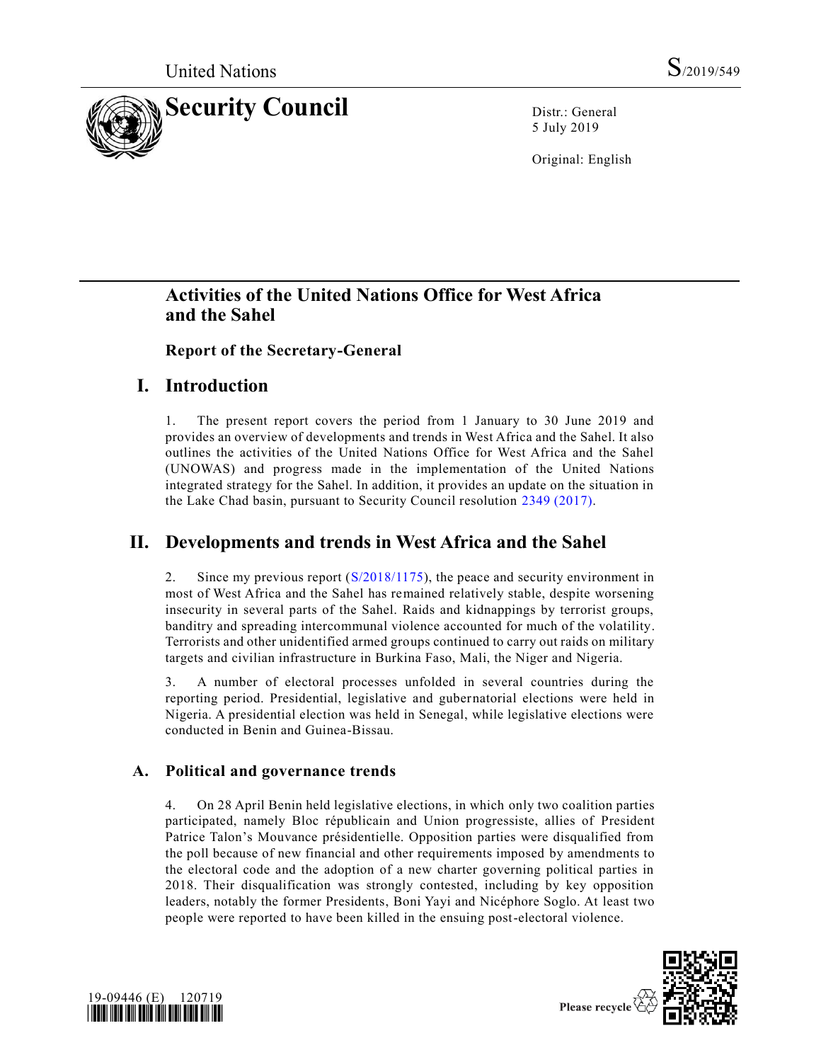United Nations S/2019/549

# Security Council

Distr.: General
5 July 2019

Original: English

## Activities of the United Nations Office for West Africa and the Sahel

### Report of the Secretary-General

## I. Introduction

1. The present report covers the period from 1 January to 30 June 2019 and provides an overview of developments and trends in West Africa and the Sahel. It also outlines the activities of the United Nations Office for West Africa and the Sahel (UNOWAS) and progress made in the implementation of the United Nations integrated strategy for the Sahel. In addition, it provides an update on the situation in the Lake Chad basin, pursuant to Security Council resolution 2349 (2017).

## II. Developments and trends in West Africa and the Sahel

2. Since my previous report (S/2018/1175), the peace and security environment in most of West Africa and the Sahel has remained relatively stable, despite worsening insecurity in several parts of the Sahel. Raids and kidnappings by terrorist groups, banditry and spreading intercommunal violence accounted for much of the volatility. Terrorists and other unidentified armed groups continued to carry out raids on military targets and civilian infrastructure in Burkina Faso, Mali, the Niger and Nigeria.

3. A number of electoral processes unfolded in several countries during the reporting period. Presidential, legislative and gubernatorial elections were held in Nigeria. A presidential election was held in Senegal, while legislative elections were conducted in Benin and Guinea-Bissau.

### A. Political and governance trends

4. On 28 April Benin held legislative elections, in which only two coalition parties participated, namely Bloc républicain and Union progressiste, allies of President Patrice Talon's Mouvance présidentielle. Opposition parties were disqualified from the poll because of new financial and other requirements imposed by amendments to the electoral code and the adoption of a new charter governing political parties in 2018. Their disqualification was strongly contested, including by key opposition leaders, notably the former Presidents, Boni Yayi and Nicéphore Soglo. At least two people were reported to have been killed in the ensuing post-electoral violence.

19-09446 (E) 120719

Please recycle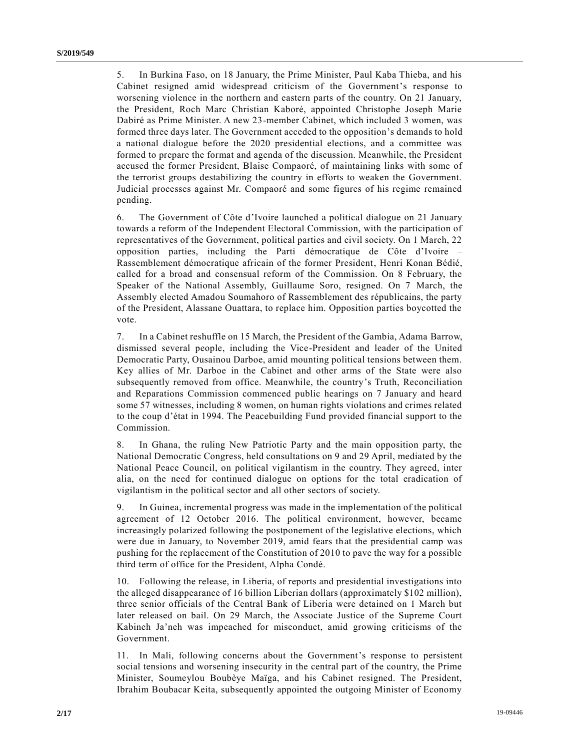5. In Burkina Faso, on 18 January, the Prime Minister, Paul Kaba Thieba, and his Cabinet resigned amid widespread criticism of the Government's response to worsening violence in the northern and eastern parts of the country. On 21 January, the President, Roch Marc Christian Kaboré, appointed Christophe Joseph Marie Dabiré as Prime Minister. A new 23-member Cabinet, which included 3 women, was formed three days later. The Government acceded to the opposition's demands to hold a national dialogue before the 2020 presidential elections, and a committee was formed to prepare the format and agenda of the discussion. Meanwhile, the President accused the former President, Blaise Compaoré, of maintaining links with some of the terrorist groups destabilizing the country in efforts to weaken the Government. Judicial processes against Mr. Compaoré and some figures of his regime remained pending.

6. The Government of Côte d'Ivoire launched a political dialogue on 21 January towards a reform of the Independent Electoral Commission, with the participation of representatives of the Government, political parties and civil society. On 1 March, 22 opposition parties, including the Parti démocratique de Côte d'Ivoire – Rassemblement démocratique africain of the former President, Henri Konan Bédié, called for a broad and consensual reform of the Commission. On 8 February, the Speaker of the National Assembly, Guillaume Soro, resigned. On 7 March, the Assembly elected Amadou Soumahoro of Rassemblement des républicains, the party of the President, Alassane Ouattara, to replace him. Opposition parties boycotted the vote.

7. In a Cabinet reshuffle on 15 March, the President of the Gambia, Adama Barrow, dismissed several people, including the Vice-President and leader of the United Democratic Party, Ousainou Darboe, amid mounting political tensions between them. Key allies of Mr. Darboe in the Cabinet and other arms of the State were also subsequently removed from office. Meanwhile, the country's Truth, Reconciliation and Reparations Commission commenced public hearings on 7 January and heard some 57 witnesses, including 8 women, on human rights violations and crimes related to the coup d'état in 1994. The Peacebuilding Fund provided financial support to the Commission.

8. In Ghana, the ruling New Patriotic Party and the main opposition party, the National Democratic Congress, held consultations on 9 and 29 April, mediated by the National Peace Council, on political vigilantism in the country. They agreed, inter alia, on the need for continued dialogue on options for the total eradication of vigilantism in the political sector and all other sectors of society.

9. In Guinea, incremental progress was made in the implementation of the political agreement of 12 October 2016. The political environment, however, became increasingly polarized following the postponement of the legislative elections, which were due in January, to November 2019, amid fears that the presidential camp was pushing for the replacement of the Constitution of 2010 to pave the way for a possible third term of office for the President, Alpha Condé.

10. Following the release, in Liberia, of reports and presidential investigations into the alleged disappearance of 16 billion Liberian dollars (approximately $102 million), three senior officials of the Central Bank of Liberia were detained on 1 March but later released on bail. On 29 March, the Associate Justice of the Supreme Court Kabineh Ja'neh was impeached for misconduct, amid growing criticisms of the Government.

11. In Mali, following concerns about the Government's response to persistent social tensions and worsening insecurity in the central part of the country, the Prime Minister, Soumeylou Boubèye Maïga, and his Cabinet resigned. The President, Ibrahim Boubacar Keita, subsequently appointed the outgoing Minister of Economy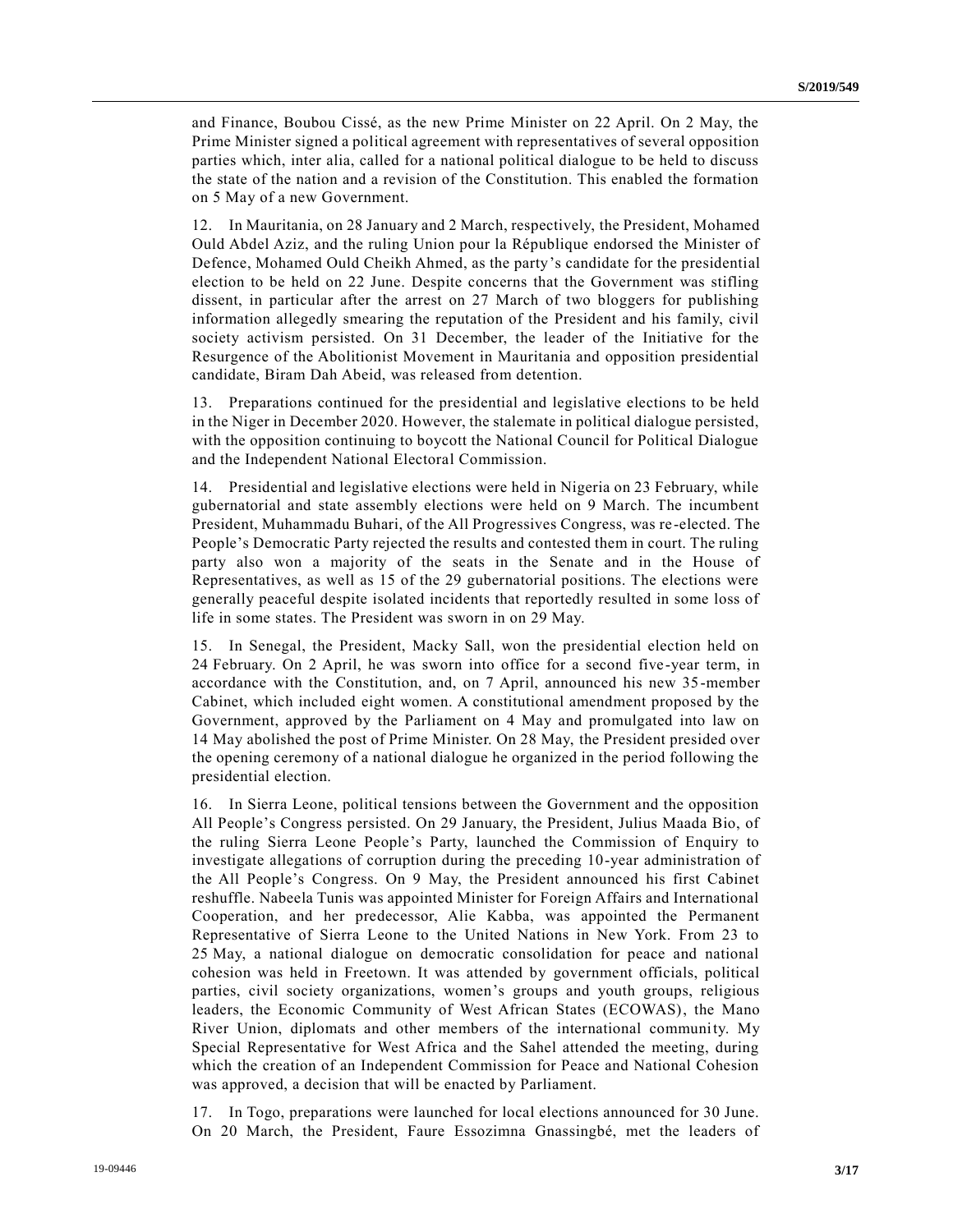and Finance, Boubou Cissé, as the new Prime Minister on 22 April. On 2 May, the Prime Minister signed a political agreement with representatives of several opposition parties which, inter alia, called for a national political dialogue to be held to discuss the state of the nation and a revision of the Constitution. This enabled the formation on 5 May of a new Government.

12. In Mauritania, on 28 January and 2 March, respectively, the President, Mohamed Ould Abdel Aziz, and the ruling Union pour la République endorsed the Minister of Defence, Mohamed Ould Cheikh Ahmed, as the party's candidate for the presidential election to be held on 22 June. Despite concerns that the Government was stifling dissent, in particular after the arrest on 27 March of two bloggers for publishing information allegedly smearing the reputation of the President and his family, civil society activism persisted. On 31 December, the leader of the Initiative for the Resurgence of the Abolitionist Movement in Mauritania and opposition presidential candidate, Biram Dah Abeid, was released from detention.

13. Preparations continued for the presidential and legislative elections to be held in the Niger in December 2020. However, the stalemate in political dialogue persisted, with the opposition continuing to boycott the National Council for Political Dialogue and the Independent National Electoral Commission.

14. Presidential and legislative elections were held in Nigeria on 23 February, while gubernatorial and state assembly elections were held on 9 March. The incumbent President, Muhammadu Buhari, of the All Progressives Congress, was re-elected. The People's Democratic Party rejected the results and contested them in court. The ruling party also won a majority of the seats in the Senate and in the House of Representatives, as well as 15 of the 29 gubernatorial positions. The elections were generally peaceful despite isolated incidents that reportedly resulted in some loss of life in some states. The President was sworn in on 29 May.

15. In Senegal, the President, Macky Sall, won the presidential election held on 24 February. On 2 April, he was sworn into office for a second five-year term, in accordance with the Constitution, and, on 7 April, announced his new 35-member Cabinet, which included eight women. A constitutional amendment proposed by the Government, approved by the Parliament on 4 May and promulgated into law on 14 May abolished the post of Prime Minister. On 28 May, the President presided over the opening ceremony of a national dialogue he organized in the period following the presidential election.

16. In Sierra Leone, political tensions between the Government and the opposition All People's Congress persisted. On 29 January, the President, Julius Maada Bio, of the ruling Sierra Leone People's Party, launched the Commission of Enquiry to investigate allegations of corruption during the preceding 10-year administration of the All People's Congress. On 9 May, the President announced his first Cabinet reshuffle. Nabeela Tunis was appointed Minister for Foreign Affairs and International Cooperation, and her predecessor, Alie Kabba, was appointed the Permanent Representative of Sierra Leone to the United Nations in New York. From 23 to 25 May, a national dialogue on democratic consolidation for peace and national cohesion was held in Freetown. It was attended by government officials, political parties, civil society organizations, women's groups and youth groups, religious leaders, the Economic Community of West African States (ECOWAS), the Mano River Union, diplomats and other members of the international community. My Special Representative for West Africa and the Sahel attended the meeting, during which the creation of an Independent Commission for Peace and National Cohesion was approved, a decision that will be enacted by Parliament.

17. In Togo, preparations were launched for local elections announced for 30 June. On 20 March, the President, Faure Essozimna Gnassingbé, met the leaders of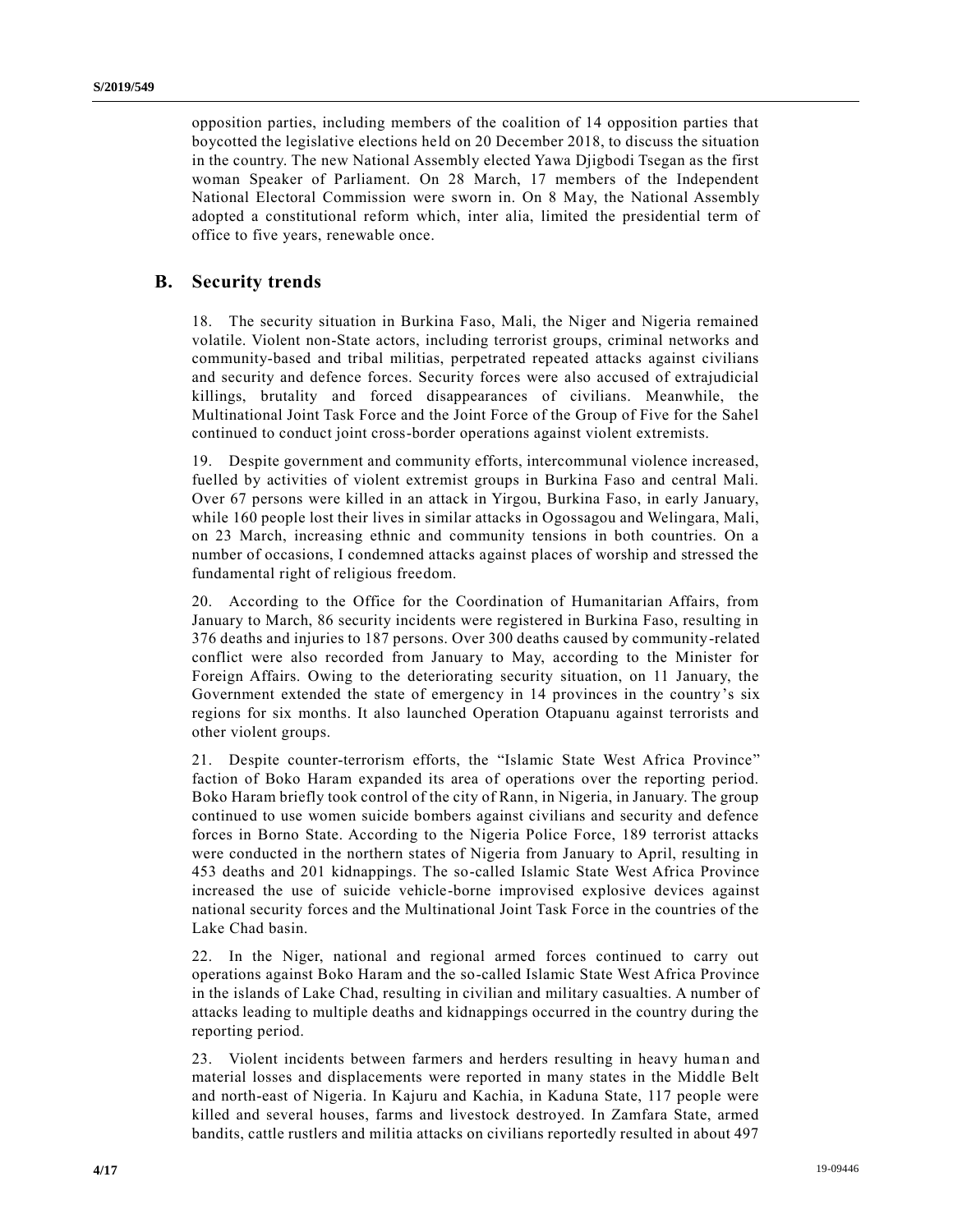opposition parties, including members of the coalition of 14 opposition parties that boycotted the legislative elections held on 20 December 2018, to discuss the situation in the country. The new National Assembly elected Yawa Djigbodi Tsegan as the first woman Speaker of Parliament. On 28 March, 17 members of the Independent National Electoral Commission were sworn in. On 8 May, the National Assembly adopted a constitutional reform which, inter alia, limited the presidential term of office to five years, renewable once.

## B. Security trends

18. The security situation in Burkina Faso, Mali, the Niger and Nigeria remained volatile. Violent non-State actors, including terrorist groups, criminal networks and community-based and tribal militias, perpetrated repeated attacks against civilians and security and defence forces. Security forces were also accused of extrajudicial killings, brutality and forced disappearances of civilians. Meanwhile, the Multinational Joint Task Force and the Joint Force of the Group of Five for the Sahel continued to conduct joint cross-border operations against violent extremists.

19. Despite government and community efforts, intercommunal violence increased, fuelled by activities of violent extremist groups in Burkina Faso and central Mali. Over 67 persons were killed in an attack in Yirgou, Burkina Faso, in early January, while 160 people lost their lives in similar attacks in Ogossagou and Welingara, Mali, on 23 March, increasing ethnic and community tensions in both countries. On a number of occasions, I condemned attacks against places of worship and stressed the fundamental right of religious freedom.

20. According to the Office for the Coordination of Humanitarian Affairs, from January to March, 86 security incidents were registered in Burkina Faso, resulting in 376 deaths and injuries to 187 persons. Over 300 deaths caused by community-related conflict were also recorded from January to May, according to the Minister for Foreign Affairs. Owing to the deteriorating security situation, on 11 January, the Government extended the state of emergency in 14 provinces in the country's six regions for six months. It also launched Operation Otapuanu against terrorists and other violent groups.

21. Despite counter-terrorism efforts, the "Islamic State West Africa Province" faction of Boko Haram expanded its area of operations over the reporting period. Boko Haram briefly took control of the city of Rann, in Nigeria, in January. The group continued to use women suicide bombers against civilians and security and defence forces in Borno State. According to the Nigeria Police Force, 189 terrorist attacks were conducted in the northern states of Nigeria from January to April, resulting in 453 deaths and 201 kidnappings. The so-called Islamic State West Africa Province increased the use of suicide vehicle-borne improvised explosive devices against national security forces and the Multinational Joint Task Force in the countries of the Lake Chad basin.

22. In the Niger, national and regional armed forces continued to carry out operations against Boko Haram and the so-called Islamic State West Africa Province in the islands of Lake Chad, resulting in civilian and military casualties. A number of attacks leading to multiple deaths and kidnappings occurred in the country during the reporting period.

23. Violent incidents between farmers and herders resulting in heavy human and material losses and displacements were reported in many states in the Middle Belt and north-east of Nigeria. In Kajuru and Kachia, in Kaduna State, 117 people were killed and several houses, farms and livestock destroyed. In Zamfara State, armed bandits, cattle rustlers and militia attacks on civilians reportedly resulted in about 497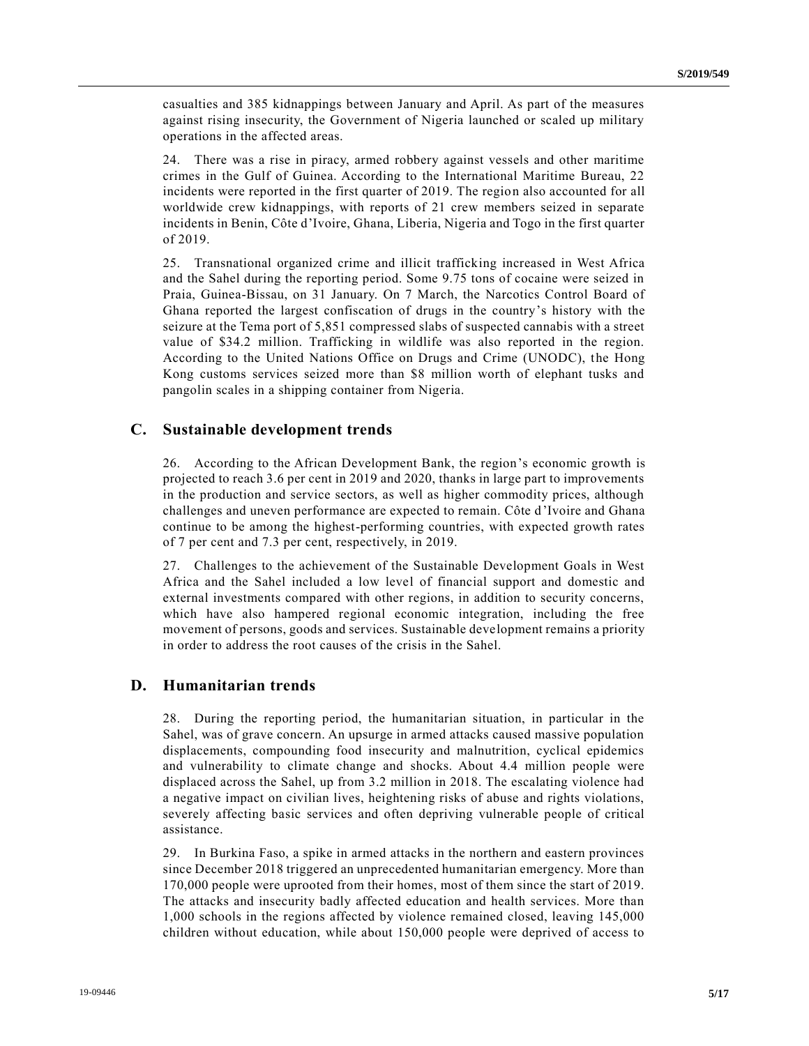casualties and 385 kidnappings between January and April. As part of the measures against rising insecurity, the Government of Nigeria launched or scaled up military operations in the affected areas.

24. There was a rise in piracy, armed robbery against vessels and other maritime crimes in the Gulf of Guinea. According to the International Maritime Bureau, 22 incidents were reported in the first quarter of 2019. The region also accounted for all worldwide crew kidnappings, with reports of 21 crew members seized in separate incidents in Benin, Côte d'Ivoire, Ghana, Liberia, Nigeria and Togo in the first quarter of 2019.

25. Transnational organized crime and illicit trafficking increased in West Africa and the Sahel during the reporting period. Some 9.75 tons of cocaine were seized in Praia, Guinea-Bissau, on 31 January. On 7 March, the Narcotics Control Board of Ghana reported the largest confiscation of drugs in the country's history with the seizure at the Tema port of 5,851 compressed slabs of suspected cannabis with a street value of \$34.2 million. Trafficking in wildlife was also reported in the region. According to the United Nations Office on Drugs and Crime (UNODC), the Hong Kong customs services seized more than \$8 million worth of elephant tusks and pangolin scales in a shipping container from Nigeria.

## C. Sustainable development trends

26. According to the African Development Bank, the region's economic growth is projected to reach 3.6 per cent in 2019 and 2020, thanks in large part to improvements in the production and service sectors, as well as higher commodity prices, although challenges and uneven performance are expected to remain. Côte d'Ivoire and Ghana continue to be among the highest-performing countries, with expected growth rates of 7 per cent and 7.3 per cent, respectively, in 2019.

27. Challenges to the achievement of the Sustainable Development Goals in West Africa and the Sahel included a low level of financial support and domestic and external investments compared with other regions, in addition to security concerns, which have also hampered regional economic integration, including the free movement of persons, goods and services. Sustainable development remains a priority in order to address the root causes of the crisis in the Sahel.

## D. Humanitarian trends

28. During the reporting period, the humanitarian situation, in particular in the Sahel, was of grave concern. An upsurge in armed attacks caused massive population displacements, compounding food insecurity and malnutrition, cyclical epidemics and vulnerability to climate change and shocks. About 4.4 million people were displaced across the Sahel, up from 3.2 million in 2018. The escalating violence had a negative impact on civilian lives, heightening risks of abuse and rights violations, severely affecting basic services and often depriving vulnerable people of critical assistance.

29. In Burkina Faso, a spike in armed attacks in the northern and eastern provinces since December 2018 triggered an unprecedented humanitarian emergency. More than 170,000 people were uprooted from their homes, most of them since the start of 2019. The attacks and insecurity badly affected education and health services. More than 1,000 schools in the regions affected by violence remained closed, leaving 145,000 children without education, while about 150,000 people were deprived of access to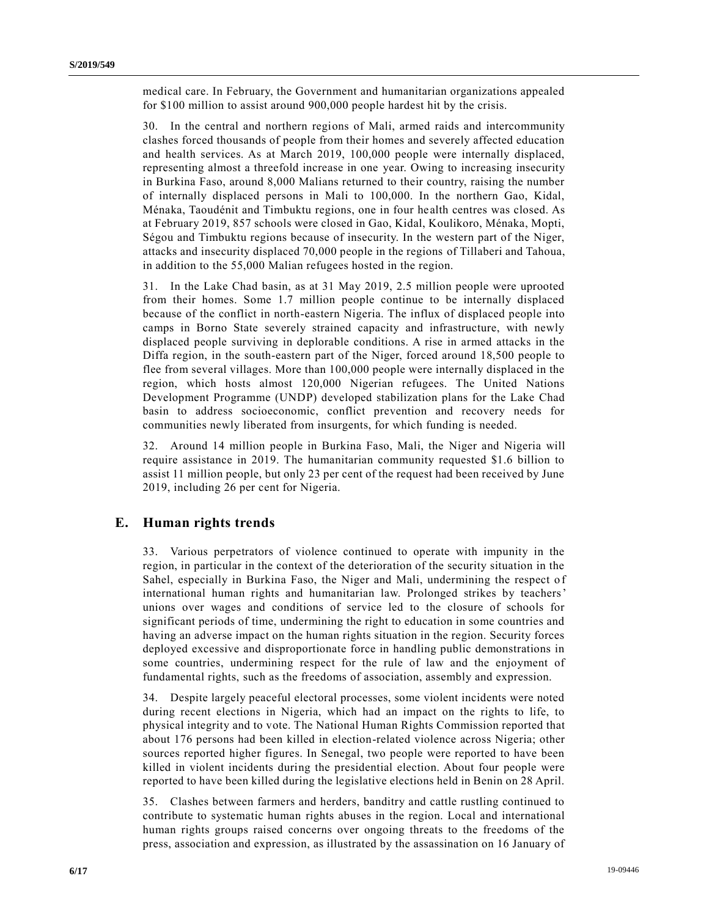medical care. In February, the Government and humanitarian organizations appealed for $100 million to assist around 900,000 people hardest hit by the crisis.

30. In the central and northern regions of Mali, armed raids and intercommunity clashes forced thousands of people from their homes and severely affected education and health services. As at March 2019, 100,000 people were internally displaced, representing almost a threefold increase in one year. Owing to increasing insecurity in Burkina Faso, around 8,000 Malians returned to their country, raising the number of internally displaced persons in Mali to 100,000. In the northern Gao, Kidal, Ménaka, Taoudénit and Timbuktu regions, one in four health centres was closed. As at February 2019, 857 schools were closed in Gao, Kidal, Koulikoro, Ménaka, Mopti, Ségou and Timbuktu regions because of insecurity. In the western part of the Niger, attacks and insecurity displaced 70,000 people in the regions of Tillaberi and Tahoua, in addition to the 55,000 Malian refugees hosted in the region.

31. In the Lake Chad basin, as at 31 May 2019, 2.5 million people were uprooted from their homes. Some 1.7 million people continue to be internally displaced because of the conflict in north-eastern Nigeria. The influx of displaced people into camps in Borno State severely strained capacity and infrastructure, with newly displaced people surviving in deplorable conditions. A rise in armed attacks in the Diffa region, in the south-eastern part of the Niger, forced around 18,500 people to flee from several villages. More than 100,000 people were internally displaced in the region, which hosts almost 120,000 Nigerian refugees. The United Nations Development Programme (UNDP) developed stabilization plans for the Lake Chad basin to address socioeconomic, conflict prevention and recovery needs for communities newly liberated from insurgents, for which funding is needed.

32. Around 14 million people in Burkina Faso, Mali, the Niger and Nigeria will require assistance in 2019. The humanitarian community requested $1.6 billion to assist 11 million people, but only 23 per cent of the request had been received by June 2019, including 26 per cent for Nigeria.

## E. Human rights trends

33. Various perpetrators of violence continued to operate with impunity in the region, in particular in the context of the deterioration of the security situation in the Sahel, especially in Burkina Faso, the Niger and Mali, undermining the respect of international human rights and humanitarian law. Prolonged strikes by teachers' unions over wages and conditions of service led to the closure of schools for significant periods of time, undermining the right to education in some countries and having an adverse impact on the human rights situation in the region. Security forces deployed excessive and disproportionate force in handling public demonstrations in some countries, undermining respect for the rule of law and the enjoyment of fundamental rights, such as the freedoms of association, assembly and expression.

34. Despite largely peaceful electoral processes, some violent incidents were noted during recent elections in Nigeria, which had an impact on the rights to life, to physical integrity and to vote. The National Human Rights Commission reported that about 176 persons had been killed in election-related violence across Nigeria; other sources reported higher figures. In Senegal, two people were reported to have been killed in violent incidents during the presidential election. About four people were reported to have been killed during the legislative elections held in Benin on 28 April.

35. Clashes between farmers and herders, banditry and cattle rustling continued to contribute to systematic human rights abuses in the region. Local and international human rights groups raised concerns over ongoing threats to the freedoms of the press, association and expression, as illustrated by the assassination on 16 January of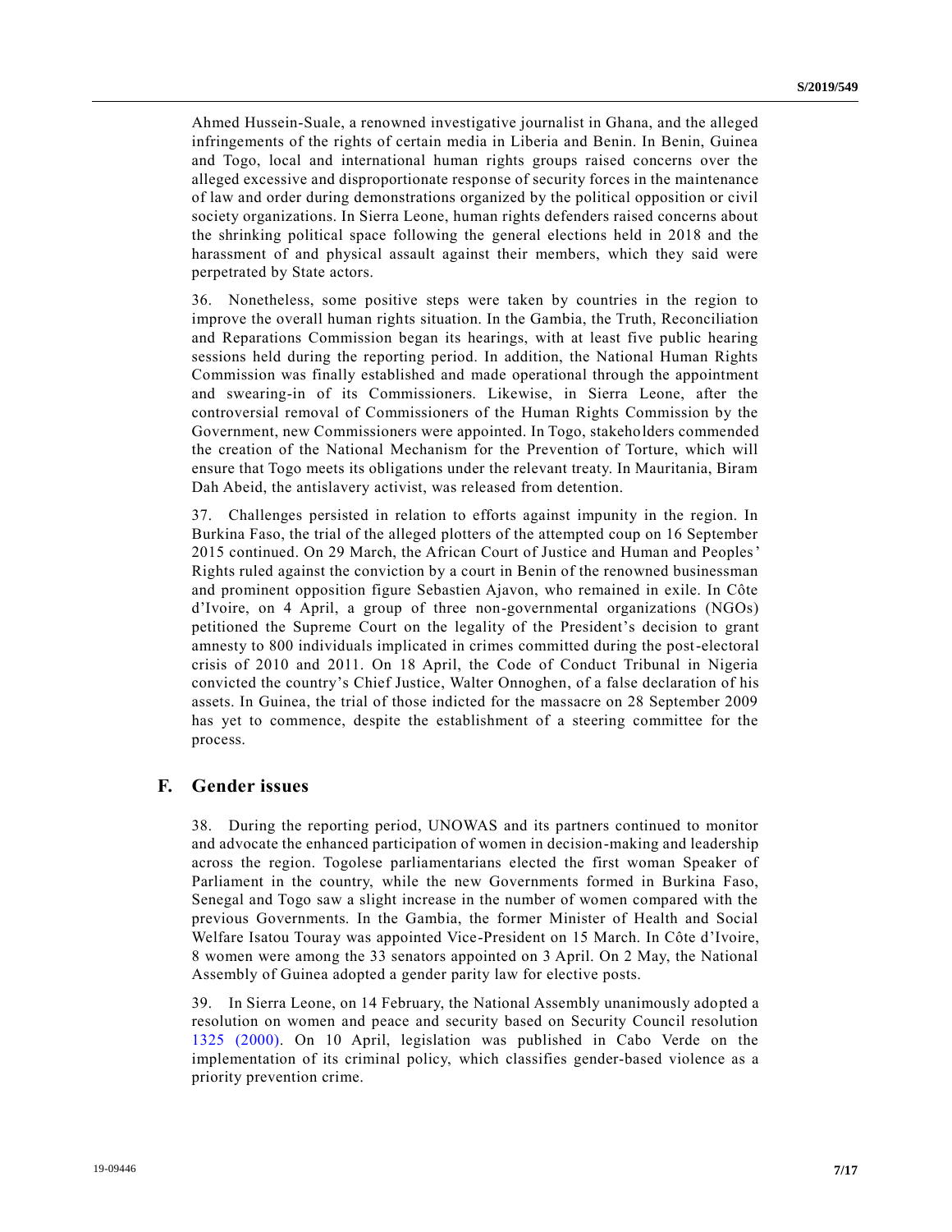Ahmed Hussein-Suale, a renowned investigative journalist in Ghana, and the alleged infringements of the rights of certain media in Liberia and Benin. In Benin, Guinea and Togo, local and international human rights groups raised concerns over the alleged excessive and disproportionate response of security forces in the maintenance of law and order during demonstrations organized by the political opposition or civil society organizations. In Sierra Leone, human rights defenders raised concerns about the shrinking political space following the general elections held in 2018 and the harassment of and physical assault against their members, which they said were perpetrated by State actors.

36. Nonetheless, some positive steps were taken by countries in the region to improve the overall human rights situation. In the Gambia, the Truth, Reconciliation and Reparations Commission began its hearings, with at least five public hearing sessions held during the reporting period. In addition, the National Human Rights Commission was finally established and made operational through the appointment and swearing-in of its Commissioners. Likewise, in Sierra Leone, after the controversial removal of Commissioners of the Human Rights Commission by the Government, new Commissioners were appointed. In Togo, stakeholders commended the creation of the National Mechanism for the Prevention of Torture, which will ensure that Togo meets its obligations under the relevant treaty. In Mauritania, Biram Dah Abeid, the antislavery activist, was released from detention.

37. Challenges persisted in relation to efforts against impunity in the region. In Burkina Faso, the trial of the alleged plotters of the attempted coup on 16 September 2015 continued. On 29 March, the African Court of Justice and Human and Peoples' Rights ruled against the conviction by a court in Benin of the renowned businessman and prominent opposition figure Sebastien Ajavon, who remained in exile. In Côte d'Ivoire, on 4 April, a group of three non-governmental organizations (NGOs) petitioned the Supreme Court on the legality of the President's decision to grant amnesty to 800 individuals implicated in crimes committed during the post-electoral crisis of 2010 and 2011. On 18 April, the Code of Conduct Tribunal in Nigeria convicted the country's Chief Justice, Walter Onnoghen, of a false declaration of his assets. In Guinea, the trial of those indicted for the massacre on 28 September 2009 has yet to commence, despite the establishment of a steering committee for the process.

## F. Gender issues

38. During the reporting period, UNOWAS and its partners continued to monitor and advocate the enhanced participation of women in decision-making and leadership across the region. Togolese parliamentarians elected the first woman Speaker of Parliament in the country, while the new Governments formed in Burkina Faso, Senegal and Togo saw a slight increase in the number of women compared with the previous Governments. In the Gambia, the former Minister of Health and Social Welfare Isatou Touray was appointed Vice-President on 15 March. In Côte d'Ivoire, 8 women were among the 33 senators appointed on 3 April. On 2 May, the National Assembly of Guinea adopted a gender parity law for elective posts.

39. In Sierra Leone, on 14 February, the National Assembly unanimously adopted a resolution on women and peace and security based on Security Council resolution 1325 (2000). On 10 April, legislation was published in Cabo Verde on the implementation of its criminal policy, which classifies gender-based violence as a priority prevention crime.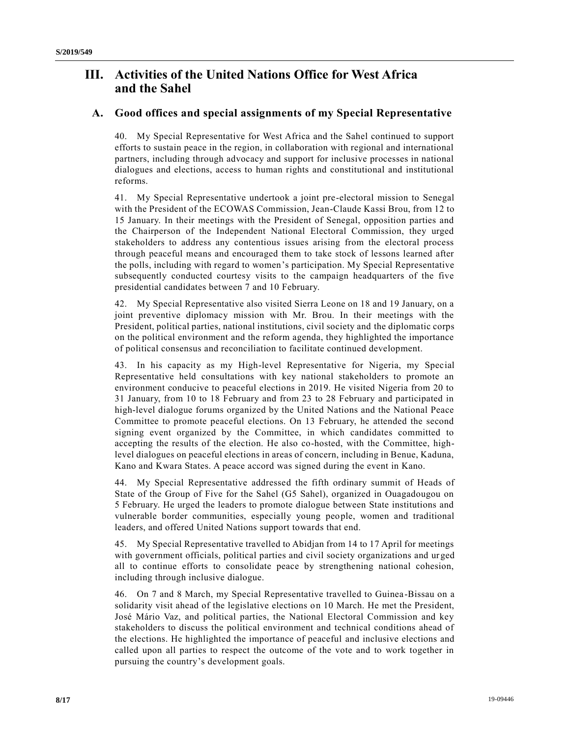# III. Activities of the United Nations Office for West Africa and the Sahel

## A. Good offices and special assignments of my Special Representative

40. My Special Representative for West Africa and the Sahel continued to support efforts to sustain peace in the region, in collaboration with regional and international partners, including through advocacy and support for inclusive processes in national dialogues and elections, access to human rights and constitutional and institutional reforms.

41. My Special Representative undertook a joint pre-electoral mission to Senegal with the President of the ECOWAS Commission, Jean-Claude Kassi Brou, from 12 to 15 January. In their meetings with the President of Senegal, opposition parties and the Chairperson of the Independent National Electoral Commission, they urged stakeholders to address any contentious issues arising from the electoral process through peaceful means and encouraged them to take stock of lessons learned after the polls, including with regard to women's participation. My Special Representative subsequently conducted courtesy visits to the campaign headquarters of the five presidential candidates between 7 and 10 February.

42. My Special Representative also visited Sierra Leone on 18 and 19 January, on a joint preventive diplomacy mission with Mr. Brou. In their meetings with the President, political parties, national institutions, civil society and the diplomatic corps on the political environment and the reform agenda, they highlighted the importance of political consensus and reconciliation to facilitate continued development.

43. In his capacity as my High-level Representative for Nigeria, my Special Representative held consultations with key national stakeholders to promote an environment conducive to peaceful elections in 2019. He visited Nigeria from 20 to 31 January, from 10 to 18 February and from 23 to 28 February and participated in high-level dialogue forums organized by the United Nations and the National Peace Committee to promote peaceful elections. On 13 February, he attended the second signing event organized by the Committee, in which candidates committed to accepting the results of the election. He also co-hosted, with the Committee, high-level dialogues on peaceful elections in areas of concern, including in Benue, Kaduna, Kano and Kwara States. A peace accord was signed during the event in Kano.

44. My Special Representative addressed the fifth ordinary summit of Heads of State of the Group of Five for the Sahel (G5 Sahel), organized in Ouagadougou on 5 February. He urged the leaders to promote dialogue between State institutions and vulnerable border communities, especially young people, women and traditional leaders, and offered United Nations support towards that end.

45. My Special Representative travelled to Abidjan from 14 to 17 April for meetings with government officials, political parties and civil society organizations and urged all to continue efforts to consolidate peace by strengthening national cohesion, including through inclusive dialogue.

46. On 7 and 8 March, my Special Representative travelled to Guinea-Bissau on a solidarity visit ahead of the legislative elections on 10 March. He met the President, José Mário Vaz, and political parties, the National Electoral Commission and key stakeholders to discuss the political environment and technical conditions ahead of the elections. He highlighted the importance of peaceful and inclusive elections and called upon all parties to respect the outcome of the vote and to work together in pursuing the country's development goals.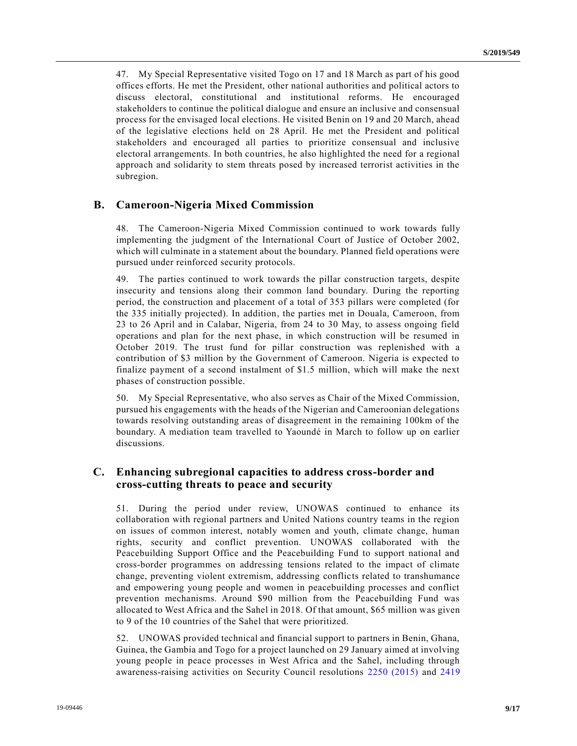47. My Special Representative visited Togo on 17 and 18 March as part of his good offices efforts. He met the President, other national authorities and political actors to discuss electoral, constitutional and institutional reforms. He encouraged stakeholders to continue the political dialogue and ensure an inclusive and consensual process for the envisaged local elections. He visited Benin on 19 and 20 March, ahead of the legislative elections held on 28 April. He met the President and political stakeholders and encouraged all parties to prioritize consensual and inclusive electoral arrangements. In both countries, he also highlighted the need for a regional approach and solidarity to stem threats posed by increased terrorist activities in the subregion.

## B. Cameroon-Nigeria Mixed Commission

48. The Cameroon-Nigeria Mixed Commission continued to work towards fully implementing the judgment of the International Court of Justice of October 2002, which will culminate in a statement about the boundary. Planned field operations were pursued under reinforced security protocols.

49. The parties continued to work towards the pillar construction targets, despite insecurity and tensions along their common land boundary. During the reporting period, the construction and placement of a total of 353 pillars were completed (for the 335 initially projected). In addition, the parties met in Douala, Cameroon, from 23 to 26 April and in Calabar, Nigeria, from 24 to 30 May, to assess ongoing field operations and plan for the next phase, in which construction will be resumed in October 2019. The trust fund for pillar construction was replenished with a contribution of $3 million by the Government of Cameroon. Nigeria is expected to finalize payment of a second instalment of $1.5 million, which will make the next phases of construction possible.

50. My Special Representative, who also serves as Chair of the Mixed Commission, pursued his engagements with the heads of the Nigerian and Cameroonian delegations towards resolving outstanding areas of disagreement in the remaining 100km of the boundary. A mediation team travelled to Yaoundé in March to follow up on earlier discussions.

## C. Enhancing subregional capacities to address cross-border and cross-cutting threats to peace and security

51. During the period under review, UNOWAS continued to enhance its collaboration with regional partners and United Nations country teams in the region on issues of common interest, notably women and youth, climate change, human rights, security and conflict prevention. UNOWAS collaborated with the Peacebuilding Support Office and the Peacebuilding Fund to support national and cross-border programmes on addressing tensions related to the impact of climate change, preventing violent extremism, addressing conflicts related to transhumance and empowering young people and women in peacebuilding processes and conflict prevention mechanisms. Around $90 million from the Peacebuilding Fund was allocated to West Africa and the Sahel in 2018. Of that amount, $65 million was given to 9 of the 10 countries of the Sahel that were prioritized.

52. UNOWAS provided technical and financial support to partners in Benin, Ghana, Guinea, the Gambia and Togo for a project launched on 29 January aimed at involving young people in peace processes in West Africa and the Sahel, including through awareness-raising activities on Security Council resolutions 2250 (2015) and 2419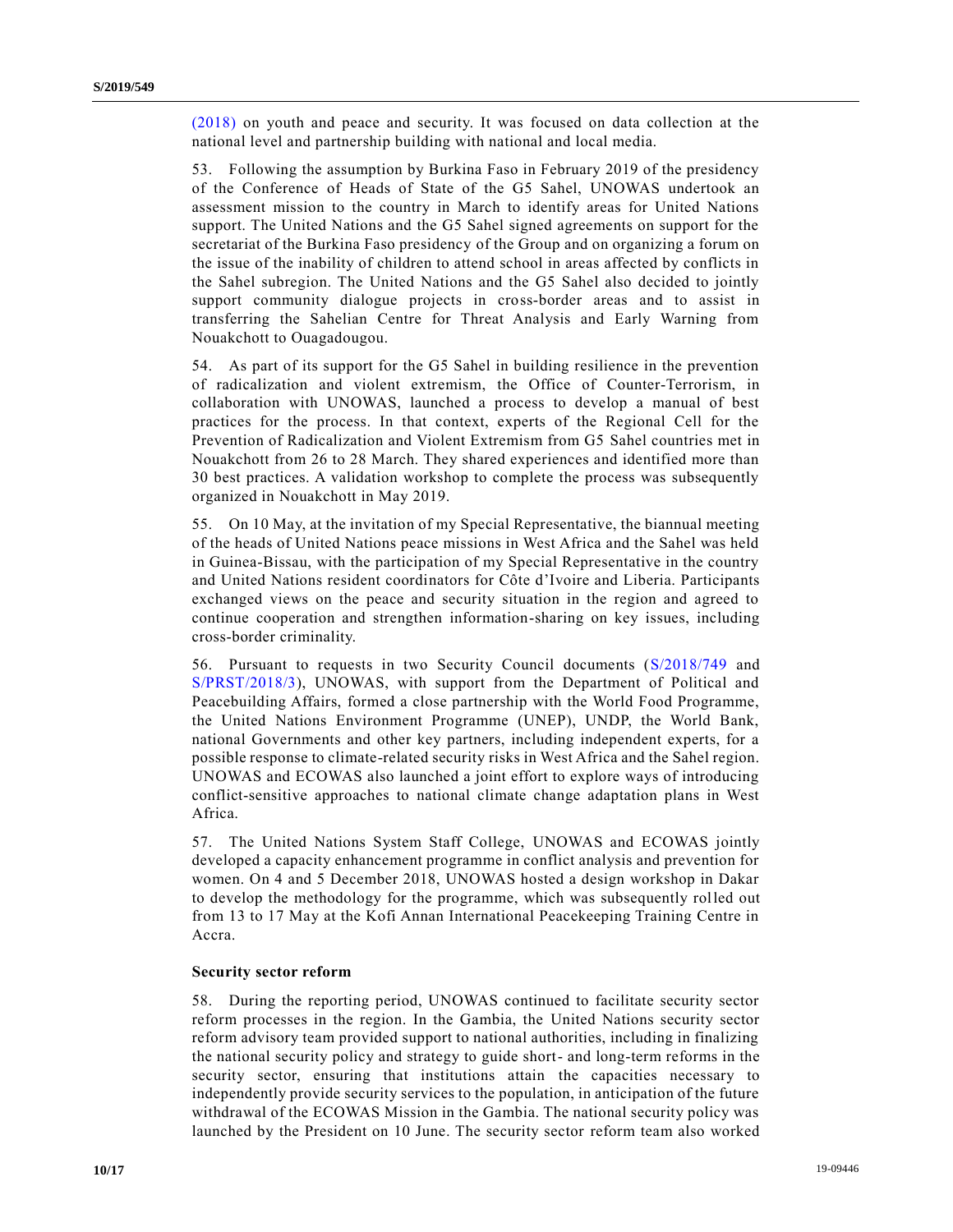(2018) on youth and peace and security. It was focused on data collection at the national level and partnership building with national and local media.

53. Following the assumption by Burkina Faso in February 2019 of the presidency of the Conference of Heads of State of the G5 Sahel, UNOWAS undertook an assessment mission to the country in March to identify areas for United Nations support. The United Nations and the G5 Sahel signed agreements on support for the secretariat of the Burkina Faso presidency of the Group and on organizing a forum on the issue of the inability of children to attend school in areas affected by conflicts in the Sahel subregion. The United Nations and the G5 Sahel also decided to jointly support community dialogue projects in cross-border areas and to assist in transferring the Sahelian Centre for Threat Analysis and Early Warning from Nouakchott to Ouagadougou.

54. As part of its support for the G5 Sahel in building resilience in the prevention of radicalization and violent extremism, the Office of Counter-Terrorism, in collaboration with UNOWAS, launched a process to develop a manual of best practices for the process. In that context, experts of the Regional Cell for the Prevention of Radicalization and Violent Extremism from G5 Sahel countries met in Nouakchott from 26 to 28 March. They shared experiences and identified more than 30 best practices. A validation workshop to complete the process was subsequently organized in Nouakchott in May 2019.

55. On 10 May, at the invitation of my Special Representative, the biannual meeting of the heads of United Nations peace missions in West Africa and the Sahel was held in Guinea-Bissau, with the participation of my Special Representative in the country and United Nations resident coordinators for Côte d'Ivoire and Liberia. Participants exchanged views on the peace and security situation in the region and agreed to continue cooperation and strengthen information-sharing on key issues, including cross-border criminality.

56. Pursuant to requests in two Security Council documents (S/2018/749 and S/PRST/2018/3), UNOWAS, with support from the Department of Political and Peacebuilding Affairs, formed a close partnership with the World Food Programme, the United Nations Environment Programme (UNEP), UNDP, the World Bank, national Governments and other key partners, including independent experts, for a possible response to climate-related security risks in West Africa and the Sahel region. UNOWAS and ECOWAS also launched a joint effort to explore ways of introducing conflict-sensitive approaches to national climate change adaptation plans in West Africa.

57. The United Nations System Staff College, UNOWAS and ECOWAS jointly developed a capacity enhancement programme in conflict analysis and prevention for women. On 4 and 5 December 2018, UNOWAS hosted a design workshop in Dakar to develop the methodology for the programme, which was subsequently rolled out from 13 to 17 May at the Kofi Annan International Peacekeeping Training Centre in Accra.

**Security sector reform**

58. During the reporting period, UNOWAS continued to facilitate security sector reform processes in the region. In the Gambia, the United Nations security sector reform advisory team provided support to national authorities, including in finalizing the national security policy and strategy to guide short- and long-term reforms in the security sector, ensuring that institutions attain the capacities necessary to independently provide security services to the population, in anticipation of the future withdrawal of the ECOWAS Mission in the Gambia. The national security policy was launched by the President on 10 June. The security sector reform team also worked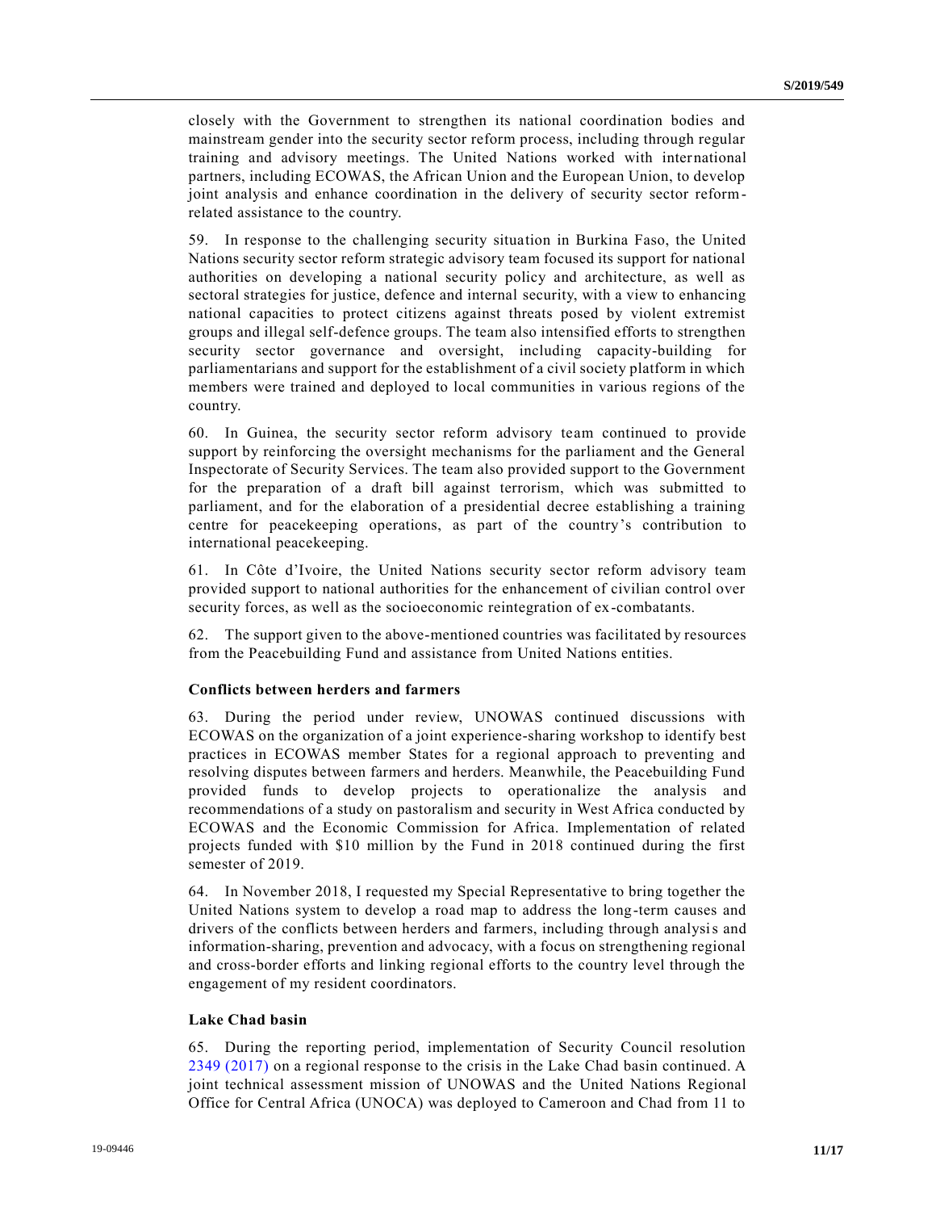closely with the Government to strengthen its national coordination bodies and mainstream gender into the security sector reform process, including through regular training and advisory meetings. The United Nations worked with international partners, including ECOWAS, the African Union and the European Union, to develop joint analysis and enhance coordination in the delivery of security sector reform-related assistance to the country.

59. In response to the challenging security situation in Burkina Faso, the United Nations security sector reform strategic advisory team focused its support for national authorities on developing a national security policy and architecture, as well as sectoral strategies for justice, defence and internal security, with a view to enhancing national capacities to protect citizens against threats posed by violent extremist groups and illegal self-defence groups. The team also intensified efforts to strengthen security sector governance and oversight, including capacity-building for parliamentarians and support for the establishment of a civil society platform in which members were trained and deployed to local communities in various regions of the country.

60. In Guinea, the security sector reform advisory team continued to provide support by reinforcing the oversight mechanisms for the parliament and the General Inspectorate of Security Services. The team also provided support to the Government for the preparation of a draft bill against terrorism, which was submitted to parliament, and for the elaboration of a presidential decree establishing a training centre for peacekeeping operations, as part of the country's contribution to international peacekeeping.

61. In Côte d'Ivoire, the United Nations security sector reform advisory team provided support to national authorities for the enhancement of civilian control over security forces, as well as the socioeconomic reintegration of ex-combatants.

62. The support given to the above-mentioned countries was facilitated by resources from the Peacebuilding Fund and assistance from United Nations entities.

**Conflicts between herders and farmers**

63. During the period under review, UNOWAS continued discussions with ECOWAS on the organization of a joint experience-sharing workshop to identify best practices in ECOWAS member States for a regional approach to preventing and resolving disputes between farmers and herders. Meanwhile, the Peacebuilding Fund provided funds to develop projects to operationalize the analysis and recommendations of a study on pastoralism and security in West Africa conducted by ECOWAS and the Economic Commission for Africa. Implementation of related projects funded with $10 million by the Fund in 2018 continued during the first semester of 2019.

64. In November 2018, I requested my Special Representative to bring together the United Nations system to develop a road map to address the long-term causes and drivers of the conflicts between herders and farmers, including through analysis and information-sharing, prevention and advocacy, with a focus on strengthening regional and cross-border efforts and linking regional efforts to the country level through the engagement of my resident coordinators.

**Lake Chad basin**

65. During the reporting period, implementation of Security Council resolution 2349 (2017) on a regional response to the crisis in the Lake Chad basin continued. A joint technical assessment mission of UNOWAS and the United Nations Regional Office for Central Africa (UNOCA) was deployed to Cameroon and Chad from 11 to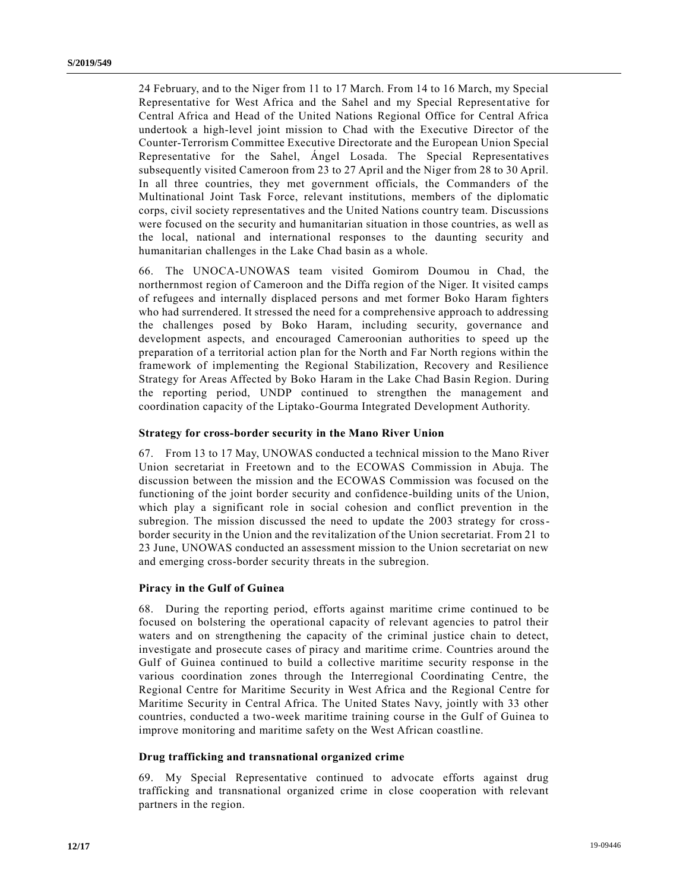24 February, and to the Niger from 11 to 17 March. From 14 to 16 March, my Special Representative for West Africa and the Sahel and my Special Representative for Central Africa and Head of the United Nations Regional Office for Central Africa undertook a high-level joint mission to Chad with the Executive Director of the Counter-Terrorism Committee Executive Directorate and the European Union Special Representative for the Sahel, Ángel Losada. The Special Representatives subsequently visited Cameroon from 23 to 27 April and the Niger from 28 to 30 April. In all three countries, they met government officials, the Commanders of the Multinational Joint Task Force, relevant institutions, members of the diplomatic corps, civil society representatives and the United Nations country team. Discussions were focused on the security and humanitarian situation in those countries, as well as the local, national and international responses to the daunting security and humanitarian challenges in the Lake Chad basin as a whole.

66. The UNOCA-UNOWAS team visited Gomirom Doumou in Chad, the northernmost region of Cameroon and the Diffa region of the Niger. It visited camps of refugees and internally displaced persons and met former Boko Haram fighters who had surrendered. It stressed the need for a comprehensive approach to addressing the challenges posed by Boko Haram, including security, governance and development aspects, and encouraged Cameroonian authorities to speed up the preparation of a territorial action plan for the North and Far North regions within the framework of implementing the Regional Stabilization, Recovery and Resilience Strategy for Areas Affected by Boko Haram in the Lake Chad Basin Region. During the reporting period, UNDP continued to strengthen the management and coordination capacity of the Liptako-Gourma Integrated Development Authority.

### Strategy for cross-border security in the Mano River Union

67. From 13 to 17 May, UNOWAS conducted a technical mission to the Mano River Union secretariat in Freetown and to the ECOWAS Commission in Abuja. The discussion between the mission and the ECOWAS Commission was focused on the functioning of the joint border security and confidence-building units of the Union, which play a significant role in social cohesion and conflict prevention in the subregion. The mission discussed the need to update the 2003 strategy for cross-border security in the Union and the revitalization of the Union secretariat. From 21 to 23 June, UNOWAS conducted an assessment mission to the Union secretariat on new and emerging cross-border security threats in the subregion.

### Piracy in the Gulf of Guinea

68. During the reporting period, efforts against maritime crime continued to be focused on bolstering the operational capacity of relevant agencies to patrol their waters and on strengthening the capacity of the criminal justice chain to detect, investigate and prosecute cases of piracy and maritime crime. Countries around the Gulf of Guinea continued to build a collective maritime security response in the various coordination zones through the Interregional Coordinating Centre, the Regional Centre for Maritime Security in West Africa and the Regional Centre for Maritime Security in Central Africa. The United States Navy, jointly with 33 other countries, conducted a two-week maritime training course in the Gulf of Guinea to improve monitoring and maritime safety on the West African coastline.

### Drug trafficking and transnational organized crime

69. My Special Representative continued to advocate efforts against drug trafficking and transnational organized crime in close cooperation with relevant partners in the region.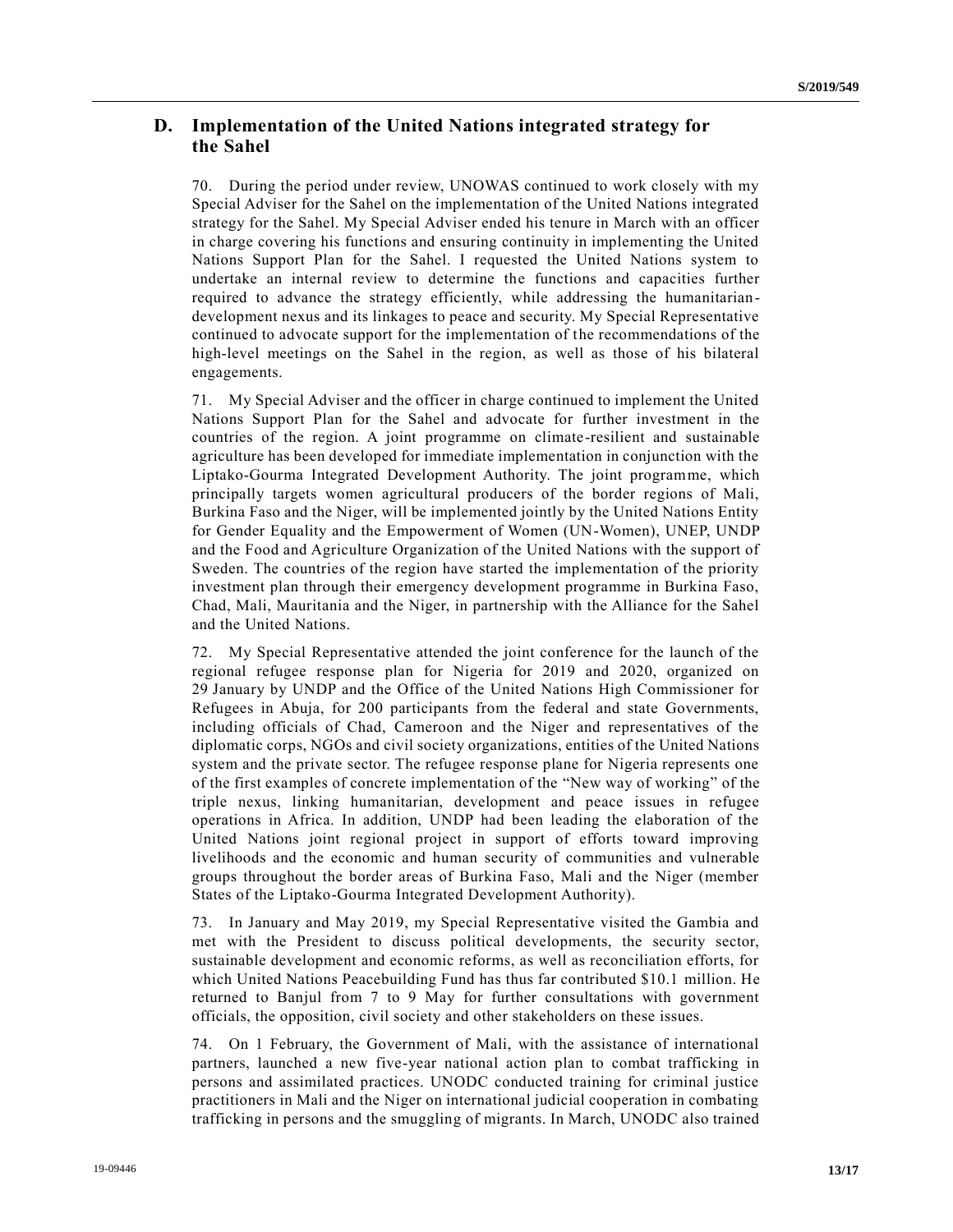## D. Implementation of the United Nations integrated strategy for the Sahel

70. During the period under review, UNOWAS continued to work closely with my Special Adviser for the Sahel on the implementation of the United Nations integrated strategy for the Sahel. My Special Adviser ended his tenure in March with an officer in charge covering his functions and ensuring continuity in implementing the United Nations Support Plan for the Sahel. I requested the United Nations system to undertake an internal review to determine the functions and capacities further required to advance the strategy efficiently, while addressing the humanitarian-development nexus and its linkages to peace and security. My Special Representative continued to advocate support for the implementation of the recommendations of the high-level meetings on the Sahel in the region, as well as those of his bilateral engagements.

71. My Special Adviser and the officer in charge continued to implement the United Nations Support Plan for the Sahel and advocate for further investment in the countries of the region. A joint programme on climate-resilient and sustainable agriculture has been developed for immediate implementation in conjunction with the Liptako-Gourma Integrated Development Authority. The joint programme, which principally targets women agricultural producers of the border regions of Mali, Burkina Faso and the Niger, will be implemented jointly by the United Nations Entity for Gender Equality and the Empowerment of Women (UN-Women), UNEP, UNDP and the Food and Agriculture Organization of the United Nations with the support of Sweden. The countries of the region have started the implementation of the priority investment plan through their emergency development programme in Burkina Faso, Chad, Mali, Mauritania and the Niger, in partnership with the Alliance for the Sahel and the United Nations.

72. My Special Representative attended the joint conference for the launch of the regional refugee response plan for Nigeria for 2019 and 2020, organized on 29 January by UNDP and the Office of the United Nations High Commissioner for Refugees in Abuja, for 200 participants from the federal and state Governments, including officials of Chad, Cameroon and the Niger and representatives of the diplomatic corps, NGOs and civil society organizations, entities of the United Nations system and the private sector. The refugee response plane for Nigeria represents one of the first examples of concrete implementation of the "New way of working" of the triple nexus, linking humanitarian, development and peace issues in refugee operations in Africa. In addition, UNDP had been leading the elaboration of the United Nations joint regional project in support of efforts toward improving livelihoods and the economic and human security of communities and vulnerable groups throughout the border areas of Burkina Faso, Mali and the Niger (member States of the Liptako-Gourma Integrated Development Authority).

73. In January and May 2019, my Special Representative visited the Gambia and met with the President to discuss political developments, the security sector, sustainable development and economic reforms, as well as reconciliation efforts, for which United Nations Peacebuilding Fund has thus far contributed \$10.1 million. He returned to Banjul from 7 to 9 May for further consultations with government officials, the opposition, civil society and other stakeholders on these issues.

74. On 1 February, the Government of Mali, with the assistance of international partners, launched a new five-year national action plan to combat trafficking in persons and assimilated practices. UNODC conducted training for criminal justice practitioners in Mali and the Niger on international judicial cooperation in combating trafficking in persons and the smuggling of migrants. In March, UNODC also trained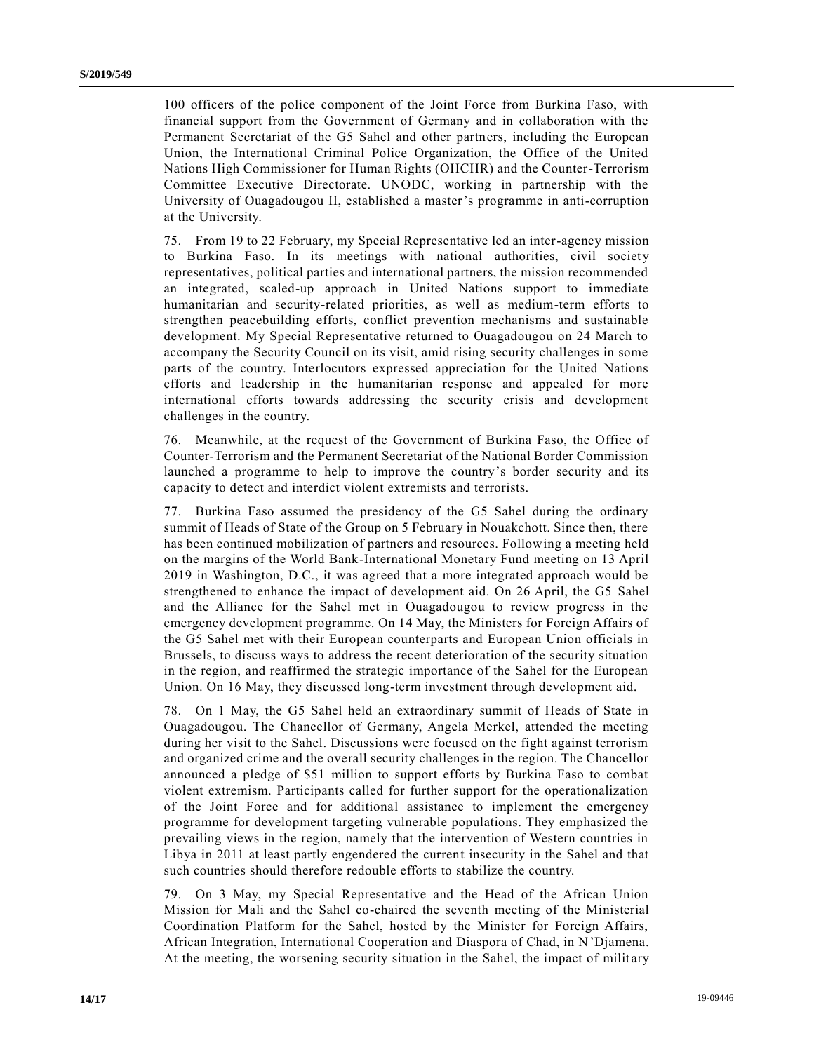100 officers of the police component of the Joint Force from Burkina Faso, with financial support from the Government of Germany and in collaboration with the Permanent Secretariat of the G5 Sahel and other partners, including the European Union, the International Criminal Police Organization, the Office of the United Nations High Commissioner for Human Rights (OHCHR) and the Counter-Terrorism Committee Executive Directorate. UNODC, working in partnership with the University of Ouagadougou II, established a master's programme in anti-corruption at the University.

75. From 19 to 22 February, my Special Representative led an inter-agency mission to Burkina Faso. In its meetings with national authorities, civil society representatives, political parties and international partners, the mission recommended an integrated, scaled-up approach in United Nations support to immediate humanitarian and security-related priorities, as well as medium-term efforts to strengthen peacebuilding efforts, conflict prevention mechanisms and sustainable development. My Special Representative returned to Ouagadougou on 24 March to accompany the Security Council on its visit, amid rising security challenges in some parts of the country. Interlocutors expressed appreciation for the United Nations efforts and leadership in the humanitarian response and appealed for more international efforts towards addressing the security crisis and development challenges in the country.

76. Meanwhile, at the request of the Government of Burkina Faso, the Office of Counter-Terrorism and the Permanent Secretariat of the National Border Commission launched a programme to help to improve the country's border security and its capacity to detect and interdict violent extremists and terrorists.

77. Burkina Faso assumed the presidency of the G5 Sahel during the ordinary summit of Heads of State of the Group on 5 February in Nouakchott. Since then, there has been continued mobilization of partners and resources. Following a meeting held on the margins of the World Bank-International Monetary Fund meeting on 13 April 2019 in Washington, D.C., it was agreed that a more integrated approach would be strengthened to enhance the impact of development aid. On 26 April, the G5 Sahel and the Alliance for the Sahel met in Ouagadougou to review progress in the emergency development programme. On 14 May, the Ministers for Foreign Affairs of the G5 Sahel met with their European counterparts and European Union officials in Brussels, to discuss ways to address the recent deterioration of the security situation in the region, and reaffirmed the strategic importance of the Sahel for the European Union. On 16 May, they discussed long-term investment through development aid.

78. On 1 May, the G5 Sahel held an extraordinary summit of Heads of State in Ouagadougou. The Chancellor of Germany, Angela Merkel, attended the meeting during her visit to the Sahel. Discussions were focused on the fight against terrorism and organized crime and the overall security challenges in the region. The Chancellor announced a pledge of \$51 million to support efforts by Burkina Faso to combat violent extremism. Participants called for further support for the operationalization of the Joint Force and for additional assistance to implement the emergency programme for development targeting vulnerable populations. They emphasized the prevailing views in the region, namely that the intervention of Western countries in Libya in 2011 at least partly engendered the current insecurity in the Sahel and that such countries should therefore redouble efforts to stabilize the country.

79. On 3 May, my Special Representative and the Head of the African Union Mission for Mali and the Sahel co-chaired the seventh meeting of the Ministerial Coordination Platform for the Sahel, hosted by the Minister for Foreign Affairs, African Integration, International Cooperation and Diaspora of Chad, in N'Djamena. At the meeting, the worsening security situation in the Sahel, the impact of military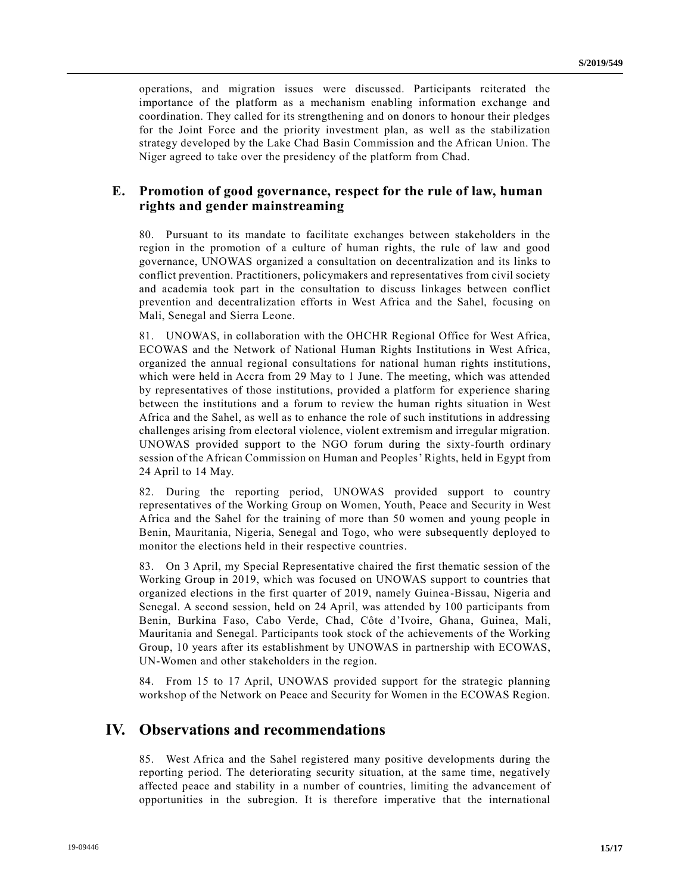operations, and migration issues were discussed. Participants reiterated the importance of the platform as a mechanism enabling information exchange and coordination. They called for its strengthening and on donors to honour their pledges for the Joint Force and the priority investment plan, as well as the stabilization strategy developed by the Lake Chad Basin Commission and the African Union. The Niger agreed to take over the presidency of the platform from Chad.

### E. Promotion of good governance, respect for the rule of law, human rights and gender mainstreaming

80. Pursuant to its mandate to facilitate exchanges between stakeholders in the region in the promotion of a culture of human rights, the rule of law and good governance, UNOWAS organized a consultation on decentralization and its links to conflict prevention. Practitioners, policymakers and representatives from civil society and academia took part in the consultation to discuss linkages between conflict prevention and decentralization efforts in West Africa and the Sahel, focusing on Mali, Senegal and Sierra Leone.

81. UNOWAS, in collaboration with the OHCHR Regional Office for West Africa, ECOWAS and the Network of National Human Rights Institutions in West Africa, organized the annual regional consultations for national human rights institutions, which were held in Accra from 29 May to 1 June. The meeting, which was attended by representatives of those institutions, provided a platform for experience sharing between the institutions and a forum to review the human rights situation in West Africa and the Sahel, as well as to enhance the role of such institutions in addressing challenges arising from electoral violence, violent extremism and irregular migration. UNOWAS provided support to the NGO forum during the sixty-fourth ordinary session of the African Commission on Human and Peoples' Rights, held in Egypt from 24 April to 14 May.

82. During the reporting period, UNOWAS provided support to country representatives of the Working Group on Women, Youth, Peace and Security in West Africa and the Sahel for the training of more than 50 women and young people in Benin, Mauritania, Nigeria, Senegal and Togo, who were subsequently deployed to monitor the elections held in their respective countries.

83. On 3 April, my Special Representative chaired the first thematic session of the Working Group in 2019, which was focused on UNOWAS support to countries that organized elections in the first quarter of 2019, namely Guinea-Bissau, Nigeria and Senegal. A second session, held on 24 April, was attended by 100 participants from Benin, Burkina Faso, Cabo Verde, Chad, Côte d'Ivoire, Ghana, Guinea, Mali, Mauritania and Senegal. Participants took stock of the achievements of the Working Group, 10 years after its establishment by UNOWAS in partnership with ECOWAS, UN-Women and other stakeholders in the region.

84. From 15 to 17 April, UNOWAS provided support for the strategic planning workshop of the Network on Peace and Security for Women in the ECOWAS Region.

## IV. Observations and recommendations

85. West Africa and the Sahel registered many positive developments during the reporting period. The deteriorating security situation, at the same time, negatively affected peace and stability in a number of countries, limiting the advancement of opportunities in the subregion. It is therefore imperative that the international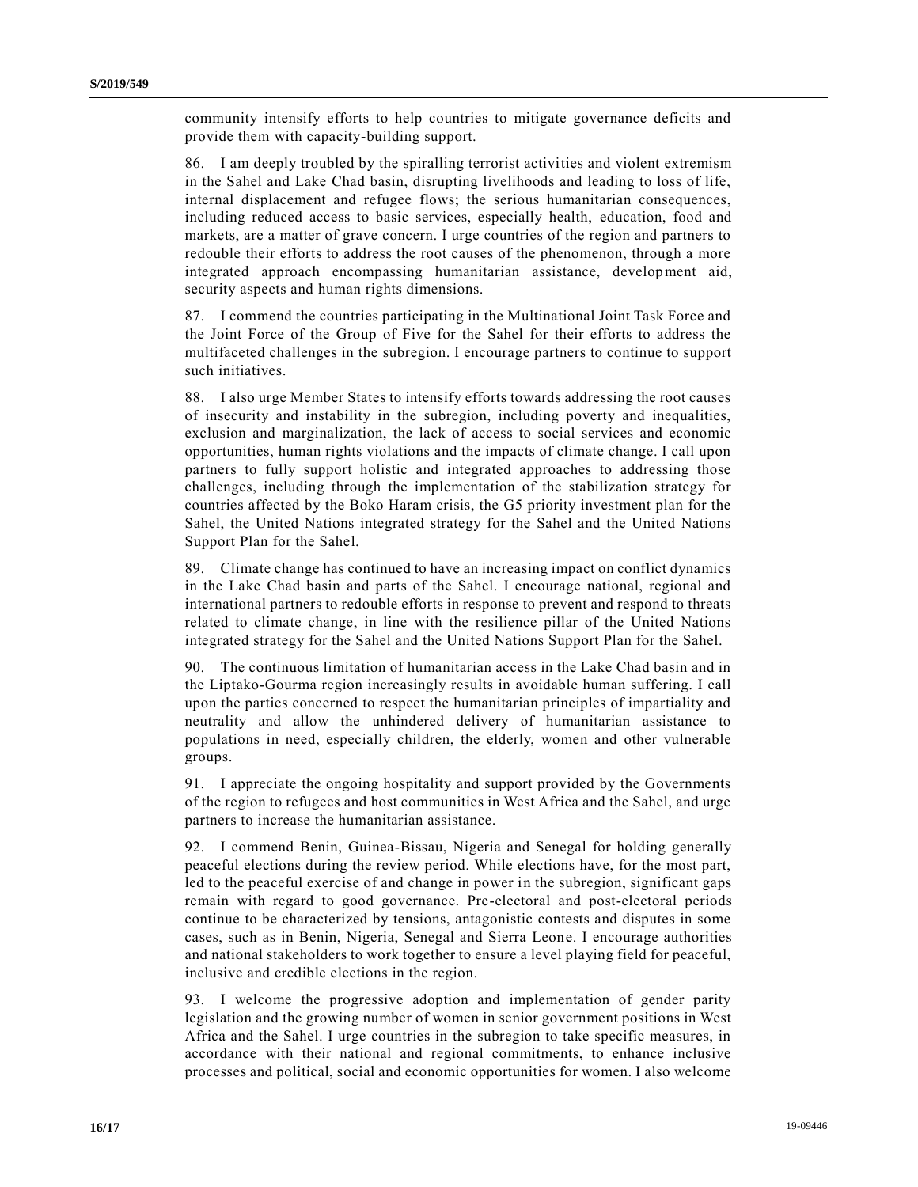community intensify efforts to help countries to mitigate governance deficits and provide them with capacity-building support.

86. I am deeply troubled by the spiralling terrorist activities and violent extremism in the Sahel and Lake Chad basin, disrupting livelihoods and leading to loss of life, internal displacement and refugee flows; the serious humanitarian consequences, including reduced access to basic services, especially health, education, food and markets, are a matter of grave concern. I urge countries of the region and partners to redouble their efforts to address the root causes of the phenomenon, through a more integrated approach encompassing humanitarian assistance, development aid, security aspects and human rights dimensions.

87. I commend the countries participating in the Multinational Joint Task Force and the Joint Force of the Group of Five for the Sahel for their efforts to address the multifaceted challenges in the subregion. I encourage partners to continue to support such initiatives.

88. I also urge Member States to intensify efforts towards addressing the root causes of insecurity and instability in the subregion, including poverty and inequalities, exclusion and marginalization, the lack of access to social services and economic opportunities, human rights violations and the impacts of climate change. I call upon partners to fully support holistic and integrated approaches to addressing those challenges, including through the implementation of the stabilization strategy for countries affected by the Boko Haram crisis, the G5 priority investment plan for the Sahel, the United Nations integrated strategy for the Sahel and the United Nations Support Plan for the Sahel.

89. Climate change has continued to have an increasing impact on conflict dynamics in the Lake Chad basin and parts of the Sahel. I encourage national, regional and international partners to redouble efforts in response to prevent and respond to threats related to climate change, in line with the resilience pillar of the United Nations integrated strategy for the Sahel and the United Nations Support Plan for the Sahel.

90. The continuous limitation of humanitarian access in the Lake Chad basin and in the Liptako-Gourma region increasingly results in avoidable human suffering. I call upon the parties concerned to respect the humanitarian principles of impartiality and neutrality and allow the unhindered delivery of humanitarian assistance to populations in need, especially children, the elderly, women and other vulnerable groups.

91. I appreciate the ongoing hospitality and support provided by the Governments of the region to refugees and host communities in West Africa and the Sahel, and urge partners to increase the humanitarian assistance.

92. I commend Benin, Guinea-Bissau, Nigeria and Senegal for holding generally peaceful elections during the review period. While elections have, for the most part, led to the peaceful exercise of and change in power in the subregion, significant gaps remain with regard to good governance. Pre-electoral and post-electoral periods continue to be characterized by tensions, antagonistic contests and disputes in some cases, such as in Benin, Nigeria, Senegal and Sierra Leone. I encourage authorities and national stakeholders to work together to ensure a level playing field for peaceful, inclusive and credible elections in the region.

93. I welcome the progressive adoption and implementation of gender parity legislation and the growing number of women in senior government positions in West Africa and the Sahel. I urge countries in the subregion to take specific measures, in accordance with their national and regional commitments, to enhance inclusive processes and political, social and economic opportunities for women. I also welcome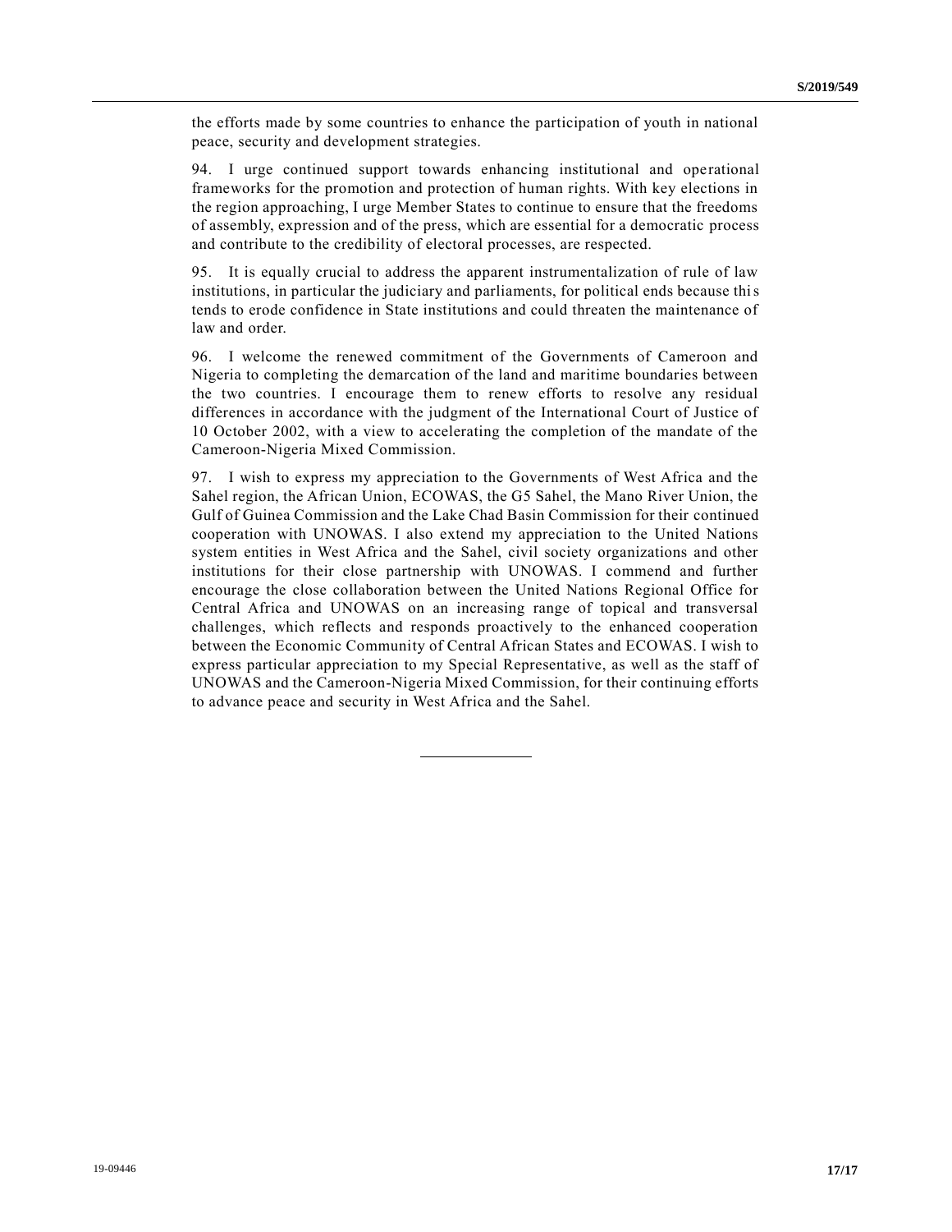the efforts made by some countries to enhance the participation of youth in national peace, security and development strategies.

94. I urge continued support towards enhancing institutional and operational frameworks for the promotion and protection of human rights. With key elections in the region approaching, I urge Member States to continue to ensure that the freedoms of assembly, expression and of the press, which are essential for a democratic process and contribute to the credibility of electoral processes, are respected.

95. It is equally crucial to address the apparent instrumentalization of rule of law institutions, in particular the judiciary and parliaments, for political ends because this tends to erode confidence in State institutions and could threaten the maintenance of law and order.

96. I welcome the renewed commitment of the Governments of Cameroon and Nigeria to completing the demarcation of the land and maritime boundaries between the two countries. I encourage them to renew efforts to resolve any residual differences in accordance with the judgment of the International Court of Justice of 10 October 2002, with a view to accelerating the completion of the mandate of the Cameroon-Nigeria Mixed Commission.

97. I wish to express my appreciation to the Governments of West Africa and the Sahel region, the African Union, ECOWAS, the G5 Sahel, the Mano River Union, the Gulf of Guinea Commission and the Lake Chad Basin Commission for their continued cooperation with UNOWAS. I also extend my appreciation to the United Nations system entities in West Africa and the Sahel, civil society organizations and other institutions for their close partnership with UNOWAS. I commend and further encourage the close collaboration between the United Nations Regional Office for Central Africa and UNOWAS on an increasing range of topical and transversal challenges, which reflects and responds proactively to the enhanced cooperation between the Economic Community of Central African States and ECOWAS. I wish to express particular appreciation to my Special Representative, as well as the staff of UNOWAS and the Cameroon-Nigeria Mixed Commission, for their continuing efforts to advance peace and security in West Africa and the Sahel.